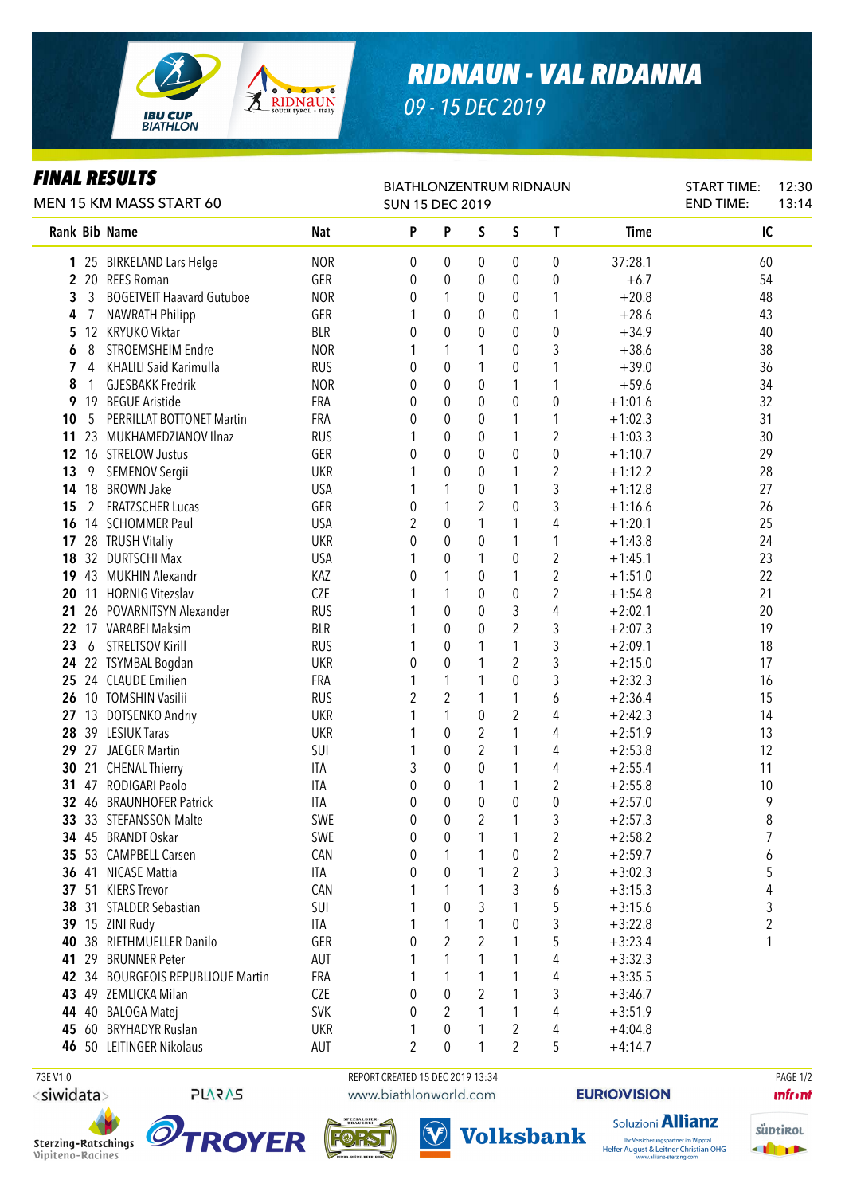# RIDNAUN - VAL RIDANNA

09 - 15 DEC 2019

## FINAL RESULTS

MEN 15 KM MASS START 60

BIATHLONZENTRUM RIDNAUN
SUN 15 DEC 2019

START TIME: 12:30
END TIME: 13:14

| Rank | Bib | Name | Nat | P | P | S | S | T | Time | IC |
|---|---|---|---|---|---|---|---|---|---|---|
| 1 | 25 | BIRKELAND Lars Helge | NOR | 0 | 0 | 0 | 0 | 0 | 37:28.1 | 60 |
| 2 | 20 | REES Roman | GER | 0 | 0 | 0 | 0 | 0 | +6.7 | 54 |
| 3 | 3 | BOGETVEIT Haavard Gutuboe | NOR | 0 | 1 | 0 | 0 | 1 | +20.8 | 48 |
| 4 | 7 | NAWRATH Philipp | GER | 1 | 0 | 0 | 0 | 1 | +28.6 | 43 |
| 5 | 12 | KRYUKO Viktar | BLR | 0 | 0 | 0 | 0 | 0 | +34.9 | 40 |
| 6 | 8 | STROEMSHEIM Endre | NOR | 1 | 1 | 1 | 0 | 3 | +38.6 | 38 |
| 7 | 4 | KHALILI Said Karimulla | RUS | 0 | 0 | 1 | 0 | 1 | +39.0 | 36 |
| 8 | 1 | GJESBAKK Fredrik | NOR | 0 | 0 | 0 | 1 | 1 | +59.6 | 34 |
| 9 | 19 | BEGUE Aristide | FRA | 0 | 0 | 0 | 0 | 0 | +1:01.6 | 32 |
| 10 | 5 | PERRILLAT BOTTONET Martin | FRA | 0 | 0 | 0 | 1 | 1 | +1:02.3 | 31 |
| 11 | 23 | MUKHAMEDZIANOV Ilnaz | RUS | 1 | 0 | 0 | 1 | 2 | +1:03.3 | 30 |
| 12 | 16 | STRELOW Justus | GER | 0 | 0 | 0 | 0 | 0 | +1:10.7 | 29 |
| 13 | 9 | SEMENOV Sergii | UKR | 1 | 0 | 0 | 1 | 2 | +1:12.2 | 28 |
| 14 | 18 | BROWN Jake | USA | 1 | 1 | 0 | 1 | 3 | +1:12.8 | 27 |
| 15 | 2 | FRATZSCHER Lucas | GER | 0 | 1 | 2 | 0 | 3 | +1:16.6 | 26 |
| 16 | 14 | SCHOMMER Paul | USA | 2 | 0 | 1 | 1 | 4 | +1:20.1 | 25 |
| 17 | 28 | TRUSH Vitaliy | UKR | 0 | 0 | 0 | 1 | 1 | +1:43.8 | 24 |
| 18 | 32 | DURTSCHI Max | USA | 1 | 0 | 1 | 0 | 2 | +1:45.1 | 23 |
| 19 | 43 | MUKHIN Alexandr | KAZ | 0 | 1 | 0 | 1 | 2 | +1:51.0 | 22 |
| 20 | 11 | HORNIG Vitezslav | CZE | 1 | 1 | 0 | 0 | 2 | +1:54.8 | 21 |
| 21 | 26 | POVARNITSYN Alexander | RUS | 1 | 0 | 0 | 3 | 4 | +2:02.1 | 20 |
| 22 | 17 | VARABEI Maksim | BLR | 1 | 0 | 0 | 2 | 3 | +2:07.3 | 19 |
| 23 | 6 | STRELTSOV Kirill | RUS | 1 | 0 | 1 | 1 | 3 | +2:09.1 | 18 |
| 24 | 22 | TSYMBAL Bogdan | UKR | 0 | 0 | 1 | 2 | 3 | +2:15.0 | 17 |
| 25 | 24 | CLAUDE Emilien | FRA | 1 | 1 | 1 | 0 | 3 | +2:32.3 | 16 |
| 26 | 10 | TOMSHIN Vasilii | RUS | 2 | 2 | 1 | 1 | 6 | +2:36.4 | 15 |
| 27 | 13 | DOTSENKO Andriy | UKR | 1 | 1 | 0 | 2 | 4 | +2:42.3 | 14 |
| 28 | 39 | LESIUK Taras | UKR | 1 | 0 | 2 | 1 | 4 | +2:51.9 | 13 |
| 29 | 27 | JAEGER Martin | SUI | 1 | 0 | 2 | 1 | 4 | +2:53.8 | 12 |
| 30 | 21 | CHENAL Thierry | ITA | 3 | 0 | 0 | 1 | 4 | +2:55.4 | 11 |
| 31 | 47 | RODIGARI Paolo | ITA | 0 | 0 | 1 | 1 | 2 | +2:55.8 | 10 |
| 32 | 46 | BRAUNHOFER Patrick | ITA | 0 | 0 | 0 | 0 | 0 | +2:57.0 | 9 |
| 33 | 33 | STEFANSSON Malte | SWE | 0 | 0 | 2 | 1 | 3 | +2:57.3 | 8 |
| 34 | 45 | BRANDT Oskar | SWE | 0 | 0 | 1 | 1 | 2 | +2:58.2 | 7 |
| 35 | 53 | CAMPBELL Carsen | CAN | 0 | 1 | 1 | 0 | 2 | +2:59.7 | 6 |
| 36 | 41 | NICASE Mattia | ITA | 0 | 0 | 1 | 2 | 3 | +3:02.3 | 5 |
| 37 | 51 | KIERS Trevor | CAN | 1 | 1 | 1 | 3 | 6 | +3:15.3 | 4 |
| 38 | 31 | STALDER Sebastian | SUI | 1 | 0 | 3 | 1 | 5 | +3:15.6 | 3 |
| 39 | 15 | ZINI Rudy | ITA | 1 | 1 | 1 | 0 | 3 | +3:22.8 | 2 |
| 40 | 38 | RIETHMUELLER Danilo | GER | 0 | 2 | 2 | 1 | 5 | +3:23.4 | 1 |
| 41 | 29 | BRUNNER Peter | AUT | 1 | 1 | 1 | 1 | 4 | +3:32.3 | |
| 42 | 34 | BOURGEOIS REPUBLIQUE Martin | FRA | 1 | 1 | 1 | 1 | 4 | +3:35.5 | |
| 43 | 49 | ZEMLICKA Milan | CZE | 0 | 0 | 2 | 1 | 3 | +3:46.7 | |
| 44 | 40 | BALOGA Matej | SVK | 0 | 2 | 1 | 1 | 4 | +3:51.9 | |
| 45 | 60 | BRYHADYR Ruslan | UKR | 1 | 0 | 1 | 2 | 4 | +4:04.8 | |
| 46 | 50 | LEITINGER Nikolaus | AUT | 2 | 0 | 1 | 2 | 5 | +4:14.7 | |

73E V1.0 REPORT CREATED 15 DEC 2019 13:34 www.biathlonworld.com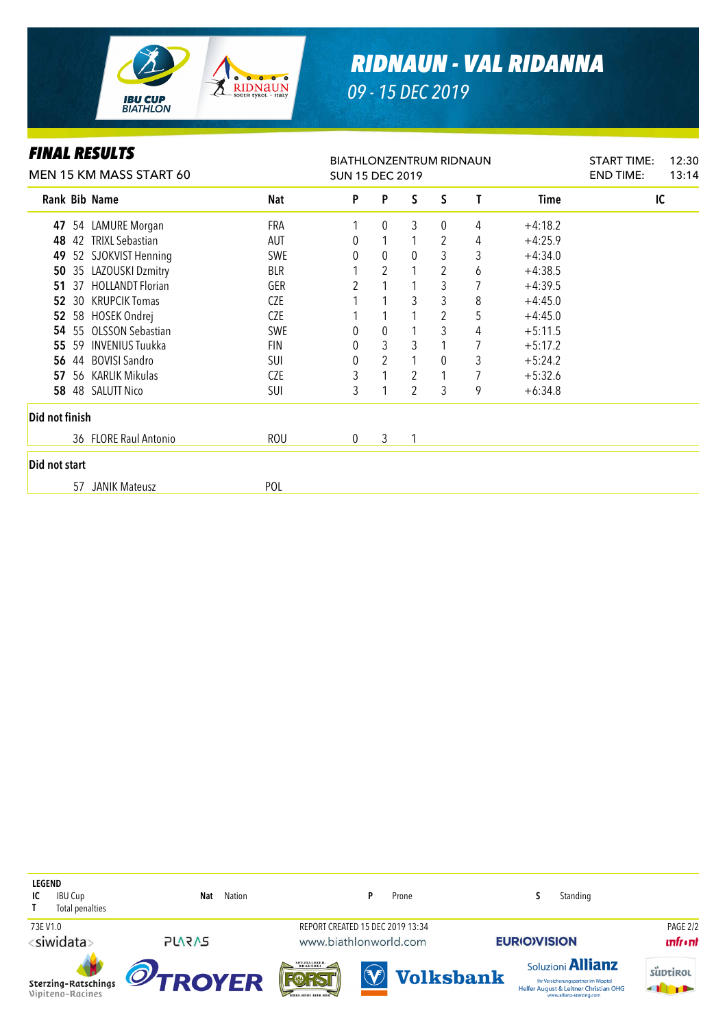# RIDNAUN - VAL RIDANNA

09 - 15 DEC 2019

## FINAL RESULTS

MEN 15 KM MASS START 60

BIATHLONZENTRUM RIDNAUN
SUN 15 DEC 2019

START TIME: 12:30
END TIME: 13:14

| Rank | Bib | Name | Nat | P | P | S | S | T | Time | IC |
|---|---|---|---|---|---|---|---|---|---|---|
| **47** | 54 | LAMURE Morgan | FRA | 1 | 0 | 3 | 0 | 4 | +4:18.2 | |
| **48** | 42 | TRIXL Sebastian | AUT | 0 | 1 | 1 | 2 | 4 | +4:25.9 | |
| **49** | 52 | SJOKVIST Henning | SWE | 0 | 0 | 0 | 3 | 3 | +4:34.0 | |
| **50** | 35 | LAZOUSKI Dzmitry | BLR | 1 | 2 | 1 | 2 | 6 | +4:38.5 | |
| **51** | 37 | HOLLANDT Florian | GER | 2 | 1 | 1 | 3 | 7 | +4:39.5 | |
| **52** | 30 | KRUPCIK Tomas | CZE | 1 | 1 | 3 | 3 | 8 | +4:45.0 | |
| **52** | 58 | HOSEK Ondrej | CZE | 1 | 1 | 1 | 2 | 5 | +4:45.0 | |
| **54** | 55 | OLSSON Sebastian | SWE | 0 | 0 | 1 | 3 | 4 | +5:11.5 | |
| **55** | 59 | INVENIUS Tuukka | FIN | 0 | 3 | 3 | 1 | 7 | +5:17.2 | |
| **56** | 44 | BOVISI Sandro | SUI | 0 | 2 | 1 | 0 | 3 | +5:24.2 | |
| **57** | 56 | KARLIK Mikulas | CZE | 3 | 1 | 2 | 1 | 7 | +5:32.6 | |
| **58** | 48 | SALUTT Nico | SUI | 3 | 1 | 2 | 3 | 9 | +6:34.8 | |
| **Did not finish** | | | | | | | | | | |
| | 36 | FLORE Raul Antonio | ROU | 0 | 3 | 1 | | | | |
| **Did not start** | | | | | | | | | | |
| | 57 | JANIK Mateusz | POL | | | | | | | |

**LEGEND**

| | | | | | | | |
|---|---|---|---|---|---|---|---|
| IC | IBU Cup | Nat | Nation | P | Prone | S | Standing |
| T | Total penalties | | | | | | |

73E V1.0 REPORT CREATED 15 DEC 2019 13:34

www.biathlonworld.com